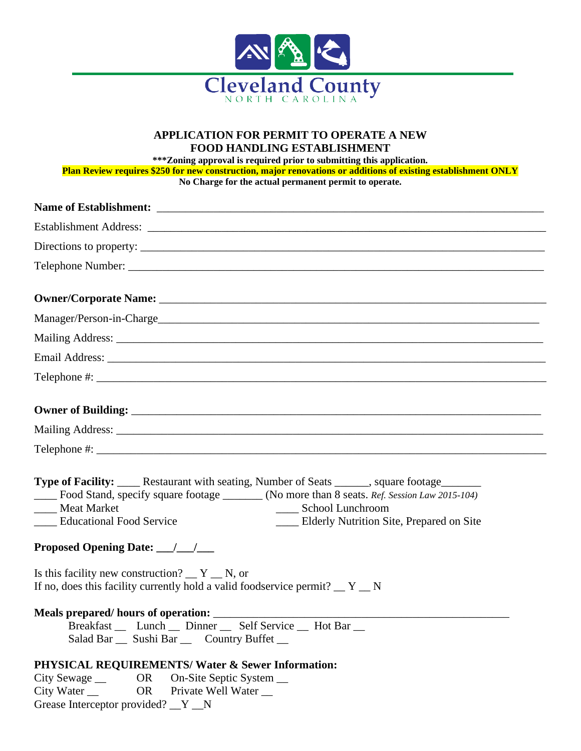Cleveland County
NORTH CAROLINA

## APPLICATION FOR PERMIT TO OPERATE A NEW FOOD HANDLING ESTABLISHMENT

**\*\*\*Zoning approval is required prior to submitting this application.**

**Plan Review requires $250 for new construction, major renovations or additions of existing establishment ONLY**

**No Charge for the actual permanent permit to operate.**

**Name of Establishment:** ___________________________________________________________________

Establishment Address: ___________________________________________________________________

Directions to property: ___________________________________________________________________

Telephone Number: ___________________________________________________________________

**Owner/Corporate Name:** ___________________________________________________________________

Manager/Person-in-Charge___________________________________________________________________

Mailing Address: ___________________________________________________________________

Email Address: ___________________________________________________________________

Telephone #: ___________________________________________________________________

**Owner of Building:** ___________________________________________________________________

Mailing Address: ___________________________________________________________________

Telephone #: ___________________________________________________________________

**Type of Facility:** ____ Restaurant with seating, Number of Seats ______, square footage_______

____ Food Stand, specify square footage _______ (No more than 8 seats. *Ref. Session Law 2015-104)*

____ Meat Market

____ School Lunchroom

____ Educational Food Service

____ Elderly Nutrition Site, Prepared on Site

**Proposed Opening Date:** ___/___/___

Is this facility new construction? __ Y __ N, or

If no, does this facility currently hold a valid foodservice permit? __ Y __ N

**Meals prepared/ hours of operation:** _____________________________________________________

Breakfast __ Lunch __ Dinner __ Self Service __ Hot Bar __

Salad Bar __ Sushi Bar __ Country Buffet __

**PHYSICAL REQUIREMENTS/ Water & Sewer Information:**

City Sewage __ OR On-Site Septic System __

City Water __ OR Private Well Water __

Grease Interceptor provided? __Y __N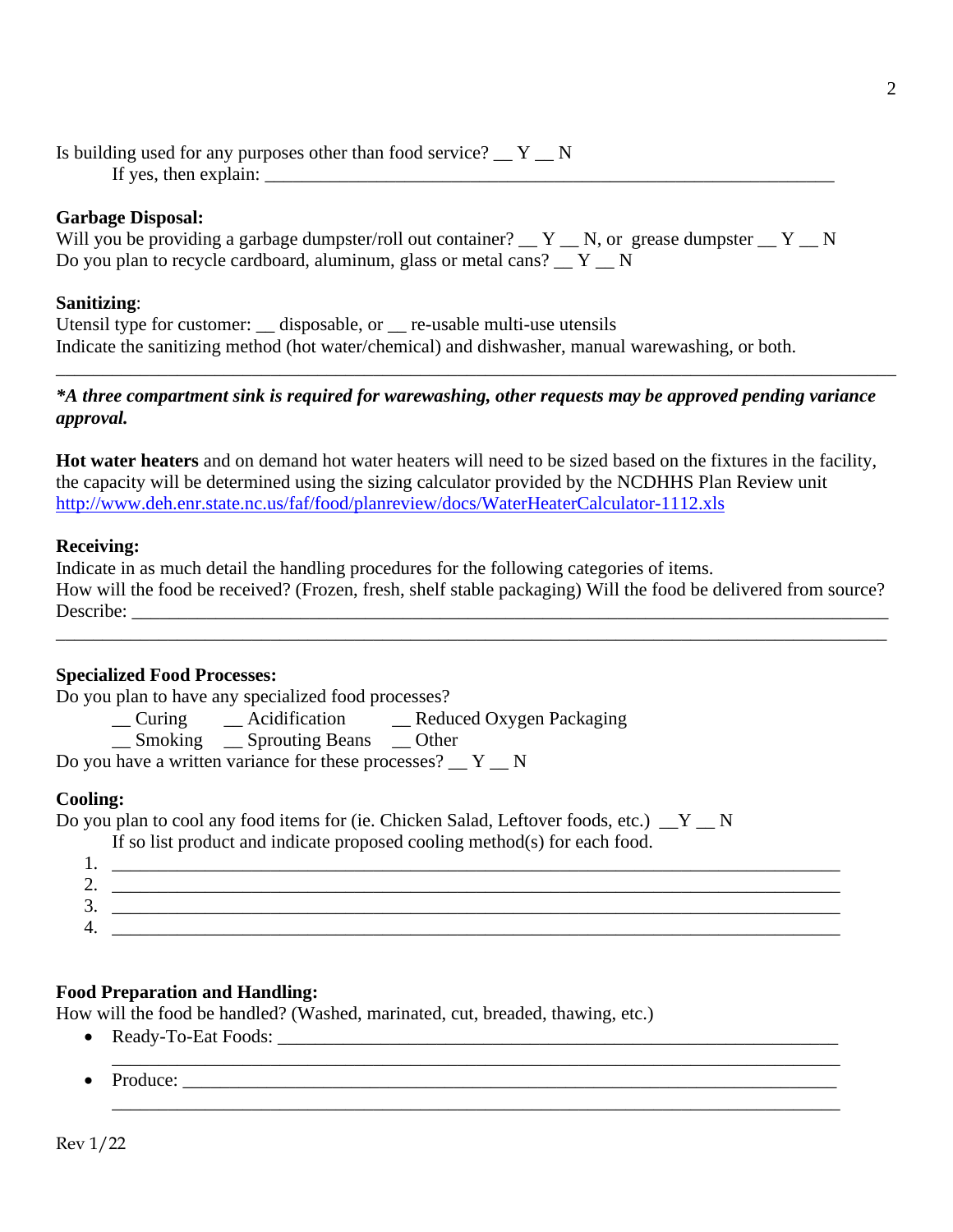Is building used for any purposes other than food service? __ Y __ N

If yes, then explain: ___________________________________________________________

**Garbage Disposal:**

Will you be providing a garbage dumpster/roll out container? __ Y __ N, or grease dumpster __ Y __ N

Do you plan to recycle cardboard, aluminum, glass or metal cans? __ Y __ N

**Sanitizing**:

Utensil type for customer: __ disposable, or __ re-usable multi-use utensils

Indicate the sanitizing method (hot water/chemical) and dishwasher, manual warewashing, or both.

_____________________________________________________________________________________

***A three compartment sink is required for warewashing, other requests may be approved pending variance approval.***

**Hot water heaters** and on demand hot water heaters will need to be sized based on the fixtures in the facility, the capacity will be determined using the sizing calculator provided by the NCDHHS Plan Review unit http://www.deh.enr.state.nc.us/faf/food/planreview/docs/WaterHeaterCalculator-1112.xls

**Receiving:**

Indicate in as much detail the handling procedures for the following categories of items.

How will the food be received? (Frozen, fresh, shelf stable packaging) Will the food be delivered from source?

Describe: ______________________________________________________________________________

_____________________________________________________________________________________

**Specialized Food Processes:**

Do you plan to have any specialized food processes?

__ Curing __ Acidification __ Reduced Oxygen Packaging

__ Smoking __ Sprouting Beans __ Other

Do you have a written variance for these processes? __ Y __ N

**Cooling:**

Do you plan to cool any food items for (ie. Chicken Salad, Leftover foods, etc.) __Y __ N

If so list product and indicate proposed cooling method(s) for each food.

1. _______________________________________________________________________
2. _______________________________________________________________________
3. _______________________________________________________________________
4. _______________________________________________________________________

**Food Preparation and Handling:**

How will the food be handled? (Washed, marinated, cut, breaded, thawing, etc.)

- Ready-To-Eat Foods: ________________________________________________________
  _______________________________________________________________________
- Produce: ________________________________________________________________
  _______________________________________________________________________

Rev 1/22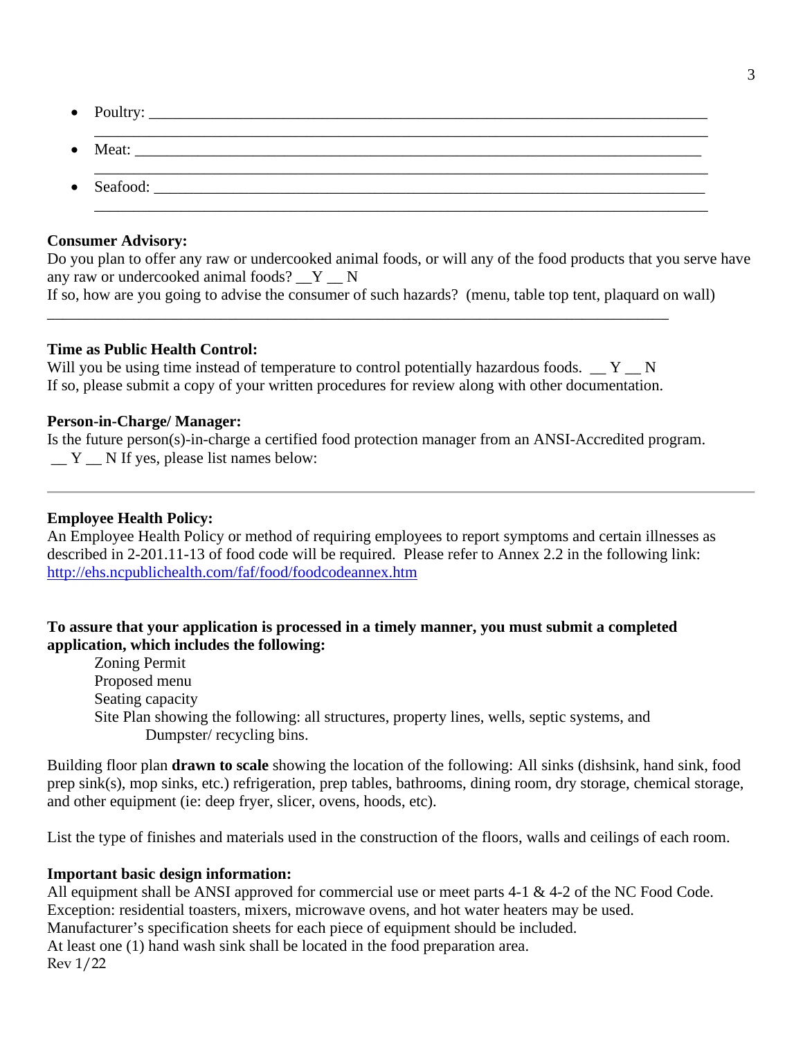- Poultry: ______________________________________________________________________
  ______________________________________________________________________
- Meat: ______________________________________________________________________
  ______________________________________________________________________
- Seafood: ______________________________________________________________________
  ______________________________________________________________________

**Consumer Advisory:**
Do you plan to offer any raw or undercooked animal foods, or will any of the food products that you serve have any raw or undercooked animal foods? __Y __ N
If so, how are you going to advise the consumer of such hazards? (menu, table top tent, plaquard on wall)
______________________________________________________________________

**Time as Public Health Control:**
Will you be using time instead of temperature to control potentially hazardous foods. __ Y __ N
If so, please submit a copy of your written procedures for review along with other documentation.

**Person-in-Charge/ Manager:**
Is the future person(s)-in-charge a certified food protection manager from an ANSI-Accredited program.
__ Y __ N If yes, please list names below:

---

**Employee Health Policy:**
An Employee Health Policy or method of requiring employees to report symptoms and certain illnesses as described in 2-201.11-13 of food code will be required. Please refer to Annex 2.2 in the following link: http://ehs.ncpublichealth.com/faf/food/foodcodeannex.htm

**To assure that your application is processed in a timely manner, you must submit a completed application, which includes the following:**

Zoning Permit
Proposed menu
Seating capacity
Site Plan showing the following: all structures, property lines, wells, septic systems, and Dumpster/ recycling bins.

Building floor plan **drawn to scale** showing the location of the following: All sinks (dishsink, hand sink, food prep sink(s), mop sinks, etc.) refrigeration, prep tables, bathrooms, dining room, dry storage, chemical storage, and other equipment (ie: deep fryer, slicer, ovens, hoods, etc).

List the type of finishes and materials used in the construction of the floors, walls and ceilings of each room.

**Important basic design information:**
All equipment shall be ANSI approved for commercial use or meet parts 4-1 & 4-2 of the NC Food Code.
Exception: residential toasters, mixers, microwave ovens, and hot water heaters may be used.
Manufacturer's specification sheets for each piece of equipment should be included.
At least one (1) hand wash sink shall be located in the food preparation area.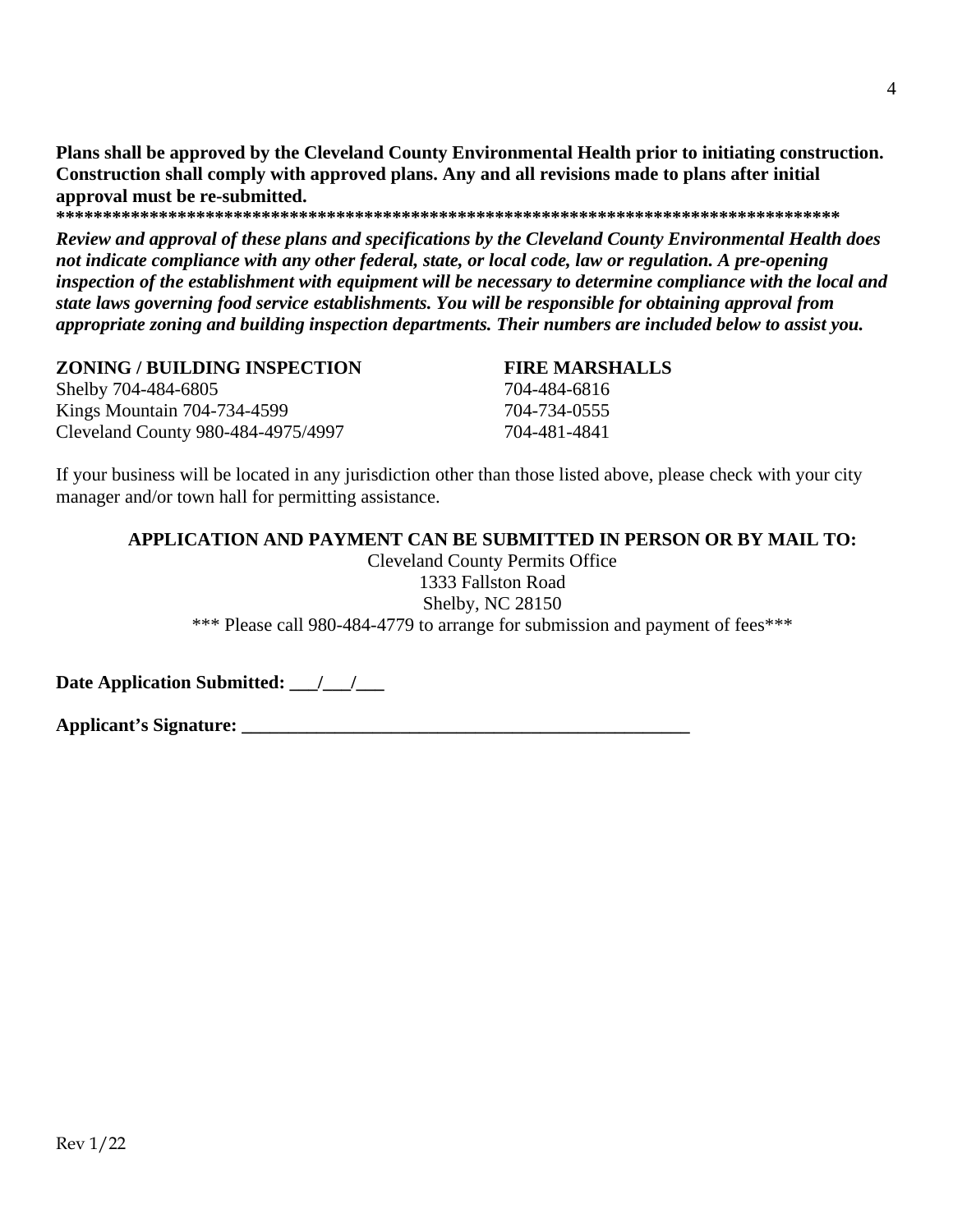**Plans shall be approved by the Cleveland County Environmental Health prior to initiating construction. Construction shall comply with approved plans. Any and all revisions made to plans after initial approval must be re-submitted.**

**************************************************************************************

***Review and approval of these plans and specifications by the Cleveland County Environmental Health does not indicate compliance with any other federal, state, or local code, law or regulation. A pre-opening inspection of the establishment with equipment will be necessary to determine compliance with the local and state laws governing food service establishments. You will be responsible for obtaining approval from appropriate zoning and building inspection departments. Their numbers are included below to assist you.***

| **ZONING / BUILDING INSPECTION** | **FIRE MARSHALLS** |
|---|---|
| Shelby 704-484-6805 | 704-484-6816 |
| Kings Mountain 704-734-4599 | 704-734-0555 |
| Cleveland County 980-484-4975/4997 | 704-481-4841 |

If your business will be located in any jurisdiction other than those listed above, please check with your city manager and/or town hall for permitting assistance.

**APPLICATION AND PAYMENT CAN BE SUBMITTED IN PERSON OR BY MAIL TO:**

Cleveland County Permits Office
1333 Fallston Road
Shelby, NC 28150
*** Please call 980-484-4779 to arrange for submission and payment of fees***

**Date Application Submitted: ___/___/___**

**Applicant's Signature: ________________________________________________**

Rev 1/22